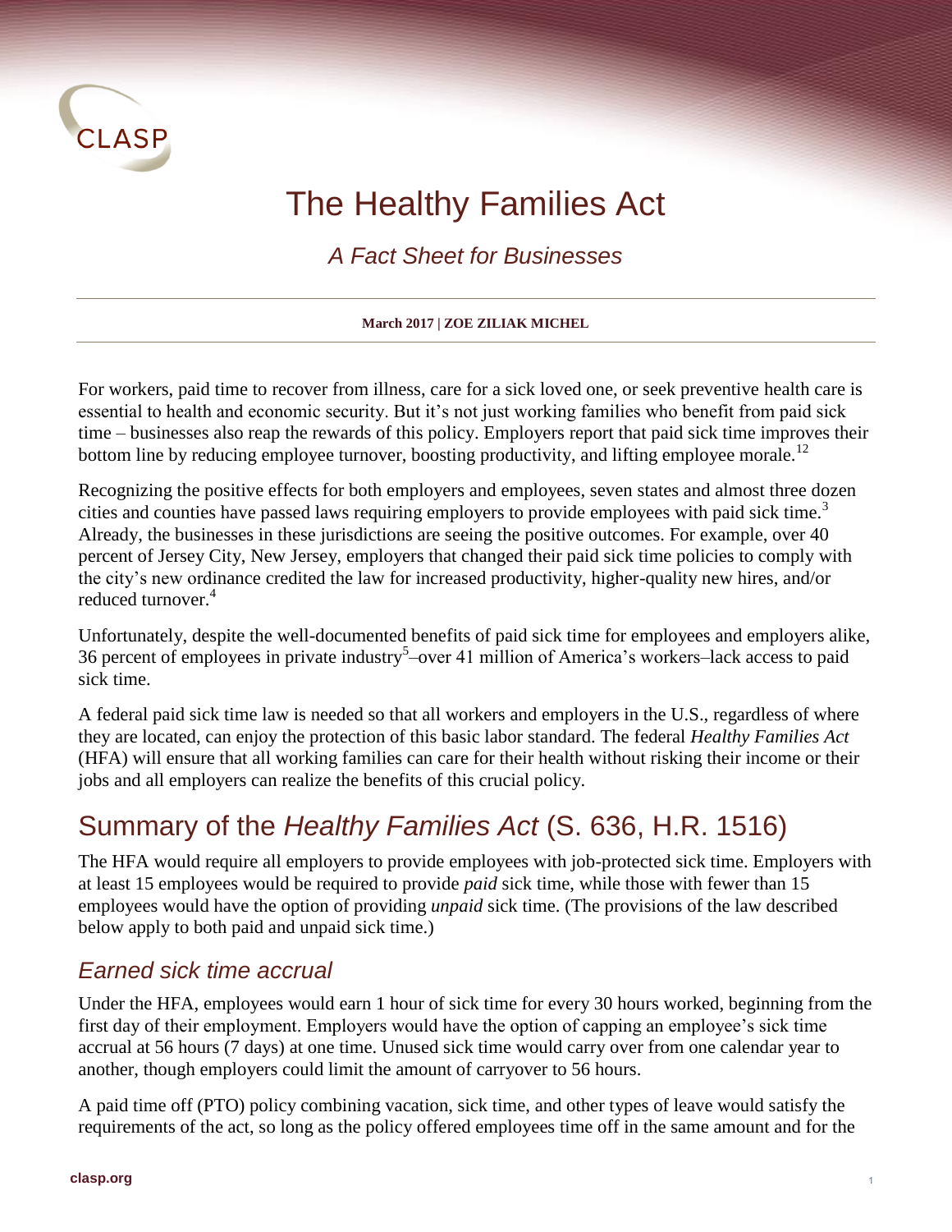CLASP

# The Healthy Families Act

*A Fact Sheet for Businesses*

**March 2017 | ZOE ZILIAK MICHEL**

For workers, paid time to recover from illness, care for a sick loved one, or seek preventive health care is essential to health and economic security. But it's not just working families who benefit from paid sick time – businesses also reap the rewards of this policy. Employers report that paid sick time improves their bottom line by reducing employee turnover, boosting productivity, and lifting employee morale.[12]

Recognizing the positive effects for both employers and employees, seven states and almost three dozen cities and counties have passed laws requiring employers to provide employees with paid sick time.[3] Already, the businesses in these jurisdictions are seeing the positive outcomes. For example, over 40 percent of Jersey City, New Jersey, employers that changed their paid sick time policies to comply with the city's new ordinance credited the law for increased productivity, higher-quality new hires, and/or reduced turnover.[4]

Unfortunately, despite the well-documented benefits of paid sick time for employees and employers alike, 36 percent of employees in private industry[5]–over 41 million of America's workers–lack access to paid sick time.

A federal paid sick time law is needed so that all workers and employers in the U.S., regardless of where they are located, can enjoy the protection of this basic labor standard. The federal *Healthy Families Act* (HFA) will ensure that all working families can care for their health without risking their income or their jobs and all employers can realize the benefits of this crucial policy.

## Summary of the *Healthy Families Act* (S. 636, H.R. 1516)

The HFA would require all employers to provide employees with job-protected sick time. Employers with at least 15 employees would be required to provide *paid* sick time, while those with fewer than 15 employees would have the option of providing *unpaid* sick time. (The provisions of the law described below apply to both paid and unpaid sick time.)

### *Earned sick time accrual*

Under the HFA, employees would earn 1 hour of sick time for every 30 hours worked, beginning from the first day of their employment. Employers would have the option of capping an employee's sick time accrual at 56 hours (7 days) at one time. Unused sick time would carry over from one calendar year to another, though employers could limit the amount of carryover to 56 hours.

A paid time off (PTO) policy combining vacation, sick time, and other types of leave would satisfy the requirements of the act, so long as the policy offered employees time off in the same amount and for the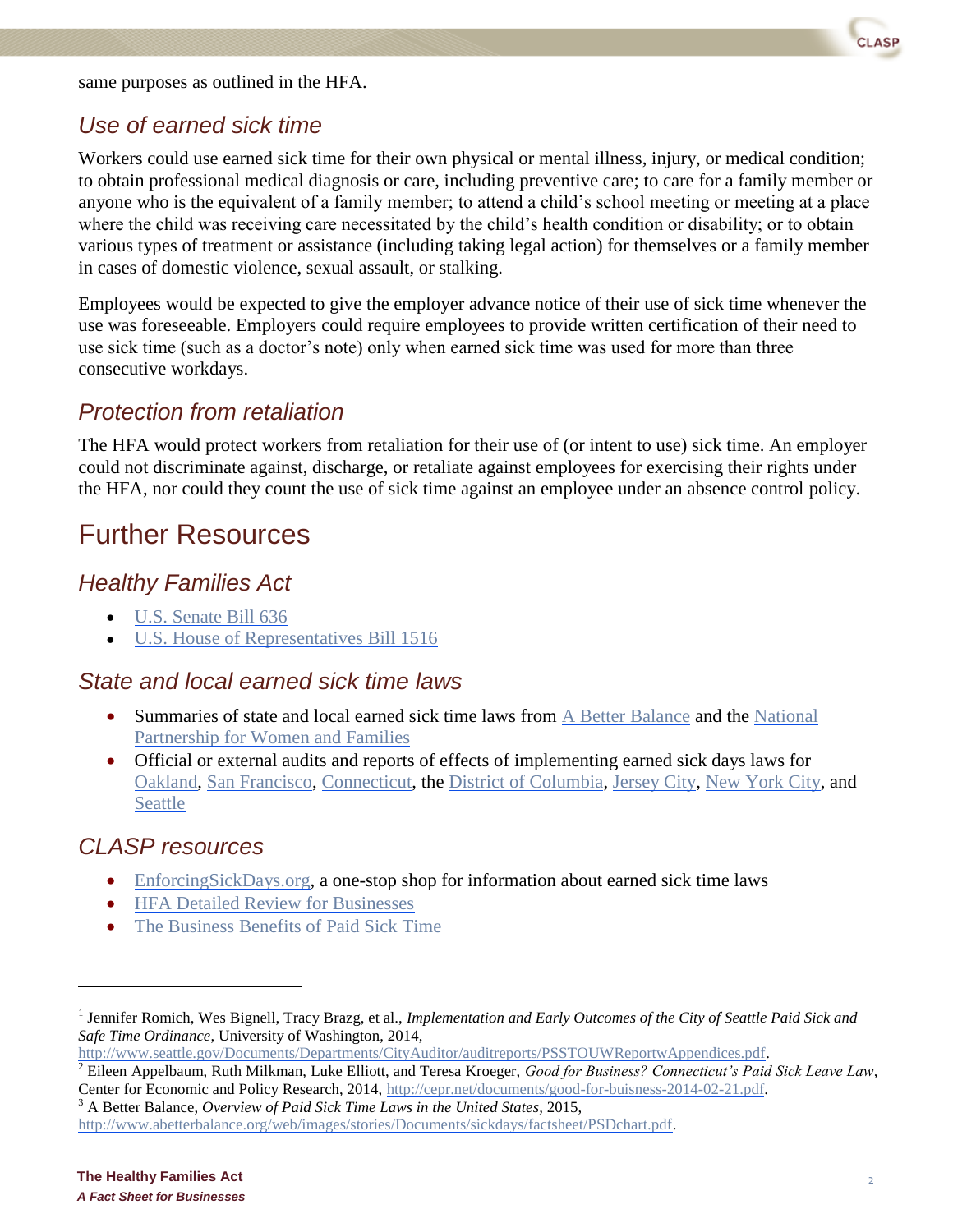same purposes as outlined in the HFA.

### *Use of earned sick time*

Workers could use earned sick time for their own physical or mental illness, injury, or medical condition; to obtain professional medical diagnosis or care, including preventive care; to care for a family member or anyone who is the equivalent of a family member; to attend a child's school meeting or meeting at a place where the child was receiving care necessitated by the child's health condition or disability; or to obtain various types of treatment or assistance (including taking legal action) for themselves or a family member in cases of domestic violence, sexual assault, or stalking.

Employees would be expected to give the employer advance notice of their use of sick time whenever the use was foreseeable. Employers could require employees to provide written certification of their need to use sick time (such as a doctor's note) only when earned sick time was used for more than three consecutive workdays.

### *Protection from retaliation*

The HFA would protect workers from retaliation for their use of (or intent to use) sick time. An employer could not discriminate against, discharge, or retaliate against employees for exercising their rights under the HFA, nor could they count the use of sick time against an employee under an absence control policy.

## Further Resources

### *Healthy Families Act*

- U.S. Senate Bill 636
- U.S. House of Representatives Bill 1516

### *State and local earned sick time laws*

- Summaries of state and local earned sick time laws from A Better Balance and the National Partnership for Women and Families
- Official or external audits and reports of effects of implementing earned sick days laws for Oakland, San Francisco, Connecticut, the District of Columbia, Jersey City, New York City, and Seattle

### *CLASP resources*

- EnforcingSickDays.org, a one-stop shop for information about earned sick time laws
- HFA Detailed Review for Businesses
- The Business Benefits of Paid Sick Time

---

[1] Jennifer Romich, Wes Bignell, Tracy Brazg, et al., *Implementation and Early Outcomes of the City of Seattle Paid Sick and Safe Time Ordinance*, University of Washington, 2014, http://www.seattle.gov/Documents/Departments/CityAuditor/auditreports/PSSTOUWReportwAppendices.pdf.

[2] Eileen Appelbaum, Ruth Milkman, Luke Elliott, and Teresa Kroeger, *Good for Business? Connecticut's Paid Sick Leave Law*, Center for Economic and Policy Research, 2014, http://cepr.net/documents/good-for-buisness-2014-02-21.pdf.

[3] A Better Balance, *Overview of Paid Sick Time Laws in the United States*, 2015, http://www.abetterbalance.org/web/images/stories/Documents/sickdays/factsheet/PSDchart.pdf.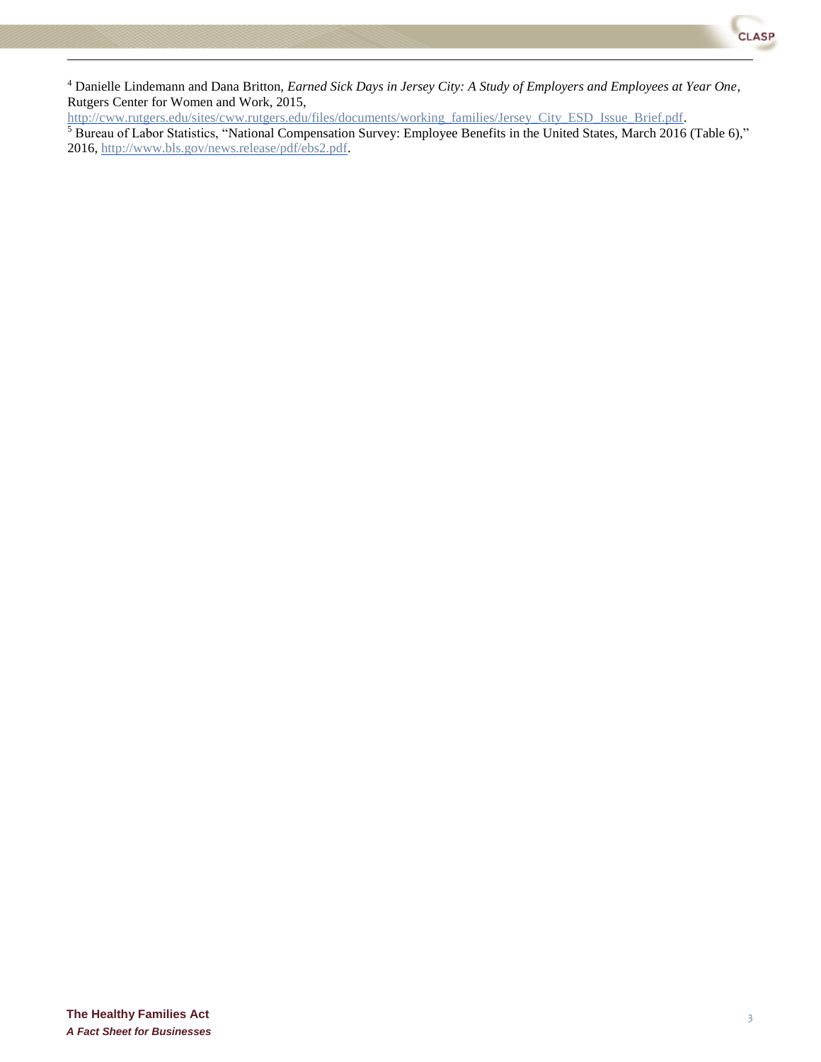[4] Danielle Lindemann and Dana Britton, *Earned Sick Days in Jersey City: A Study of Employers and Employees at Year One*, Rutgers Center for Women and Work, 2015, http://cww.rutgers.edu/sites/cww.rutgers.edu/files/documents/working_families/Jersey_City_ESD_Issue_Brief.pdf.

[5] Bureau of Labor Statistics, "National Compensation Survey: Employee Benefits in the United States, March 2016 (Table 6)," 2016, http://www.bls.gov/news.release/pdf/ebs2.pdf.